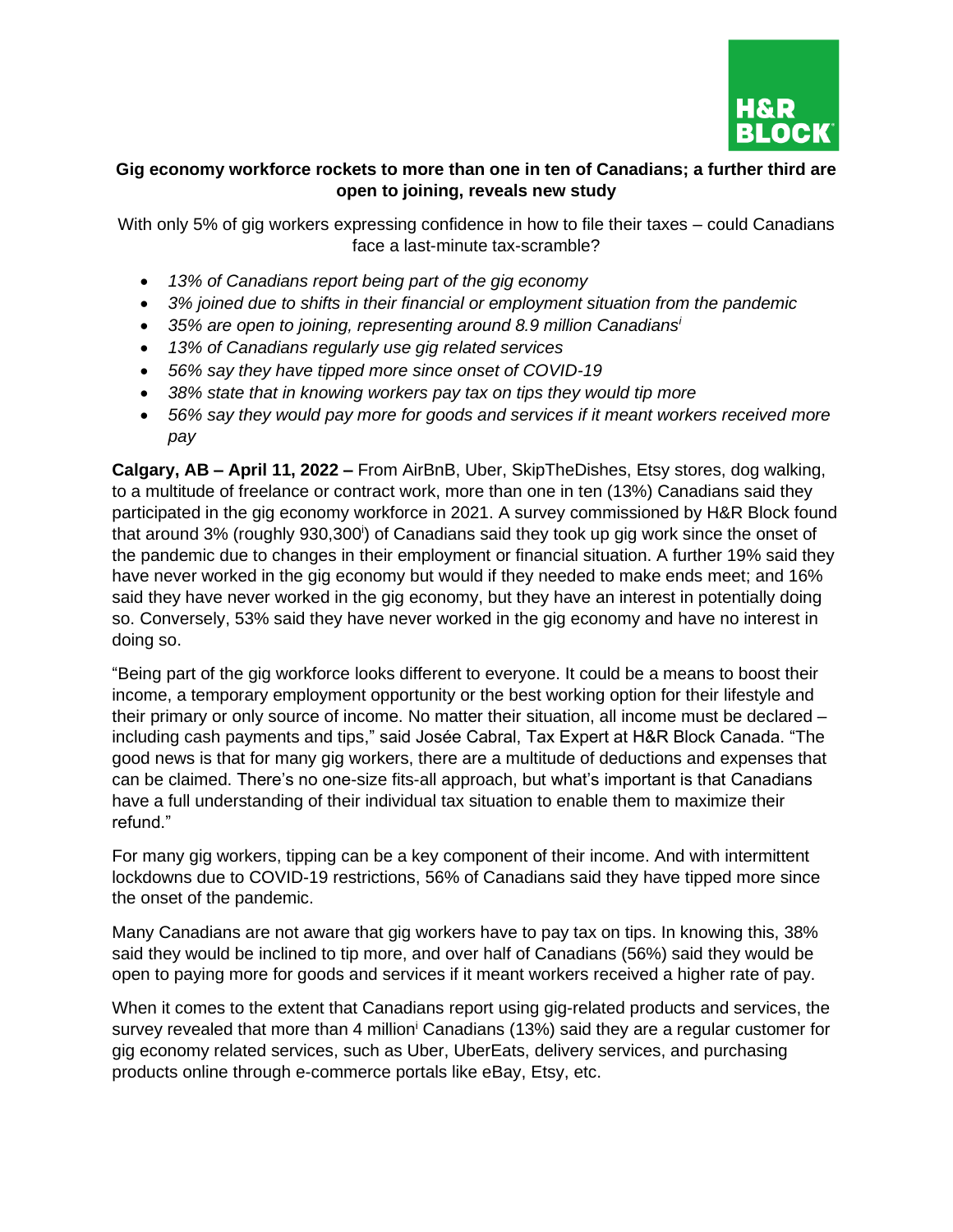H&R BLOCK

**Gig economy workforce rockets to more than one in ten of Canadians; a further third are open to joining, reveals new study**

With only 5% of gig workers expressing confidence in how to file their taxes – could Canadians face a last-minute tax-scramble?

- *13% of Canadians report being part of the gig economy*
- *3% joined due to shifts in their financial or employment situation from the pandemic*
- *35% are open to joining, representing around 8.9 million Canadians[i]*
- *13% of Canadians regularly use gig related services*
- *56% say they have tipped more since onset of COVID-19*
- *38% state that in knowing workers pay tax on tips they would tip more*
- *56% say they would pay more for goods and services if it meant workers received more pay*

**Calgary, AB – April 11, 2022 –** From AirBnB, Uber, SkipTheDishes, Etsy stores, dog walking, to a multitude of freelance or contract work, more than one in ten (13%) Canadians said they participated in the gig economy workforce in 2021. A survey commissioned by H&R Block found that around 3% (roughly 930,300[i]) of Canadians said they took up gig work since the onset of the pandemic due to changes in their employment or financial situation. A further 19% said they have never worked in the gig economy but would if they needed to make ends meet; and 16% said they have never worked in the gig economy, but they have an interest in potentially doing so. Conversely, 53% said they have never worked in the gig economy and have no interest in doing so.

"Being part of the gig workforce looks different to everyone. It could be a means to boost their income, a temporary employment opportunity or the best working option for their lifestyle and their primary or only source of income. No matter their situation, all income must be declared – including cash payments and tips," said Josée Cabral, Tax Expert at H&R Block Canada. "The good news is that for many gig workers, there are a multitude of deductions and expenses that can be claimed. There's no one-size fits-all approach, but what's important is that Canadians have a full understanding of their individual tax situation to enable them to maximize their refund."

For many gig workers, tipping can be a key component of their income. And with intermittent lockdowns due to COVID-19 restrictions, 56% of Canadians said they have tipped more since the onset of the pandemic.

Many Canadians are not aware that gig workers have to pay tax on tips. In knowing this, 38% said they would be inclined to tip more, and over half of Canadians (56%) said they would be open to paying more for goods and services if it meant workers received a higher rate of pay.

When it comes to the extent that Canadians report using gig-related products and services, the survey revealed that more than 4 million[i] Canadians (13%) said they are a regular customer for gig economy related services, such as Uber, UberEats, delivery services, and purchasing products online through e-commerce portals like eBay, Etsy, etc.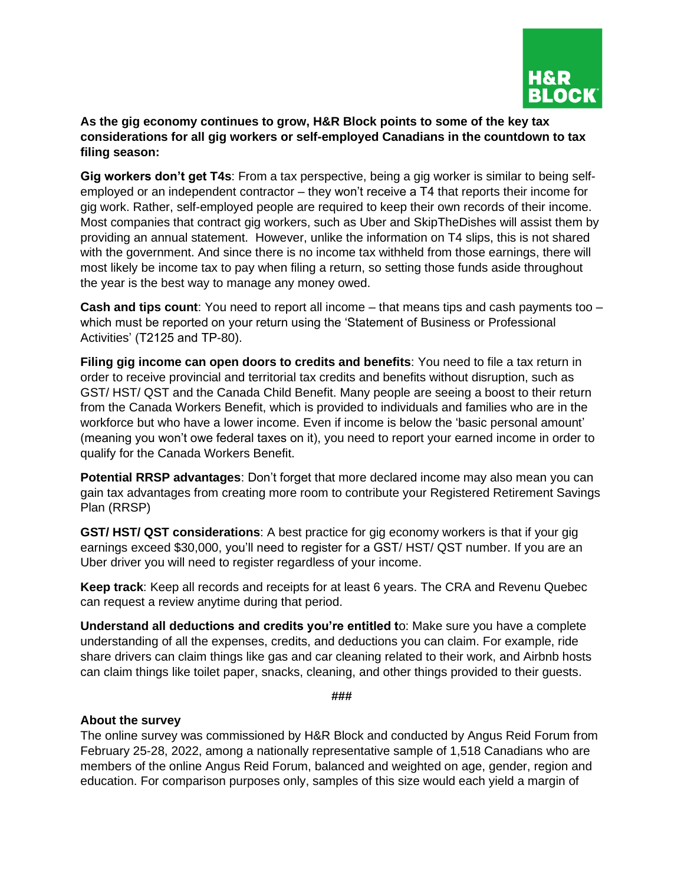**As the gig economy continues to grow, H&R Block points to some of the key tax considerations for all gig workers or self-employed Canadians in the countdown to tax filing season:**

**Gig workers don't get T4s**: From a tax perspective, being a gig worker is similar to being self-employed or an independent contractor – they won't receive a T4 that reports their income for gig work. Rather, self-employed people are required to keep their own records of their income. Most companies that contract gig workers, such as Uber and SkipTheDishes will assist them by providing an annual statement. However, unlike the information on T4 slips, this is not shared with the government. And since there is no income tax withheld from those earnings, there will most likely be income tax to pay when filing a return, so setting those funds aside throughout the year is the best way to manage any money owed.

**Cash and tips count**: You need to report all income – that means tips and cash payments too – which must be reported on your return using the 'Statement of Business or Professional Activities' (T2125 and TP-80).

**Filing gig income can open doors to credits and benefits**: You need to file a tax return in order to receive provincial and territorial tax credits and benefits without disruption, such as GST/ HST/ QST and the Canada Child Benefit. Many people are seeing a boost to their return from the Canada Workers Benefit, which is provided to individuals and families who are in the workforce but who have a lower income. Even if income is below the 'basic personal amount' (meaning you won't owe federal taxes on it), you need to report your earned income in order to qualify for the Canada Workers Benefit.

**Potential RRSP advantages**: Don't forget that more declared income may also mean you can gain tax advantages from creating more room to contribute your Registered Retirement Savings Plan (RRSP)

**GST/ HST/ QST considerations**: A best practice for gig economy workers is that if your gig earnings exceed $30,000, you'll need to register for a GST/ HST/ QST number. If you are an Uber driver you will need to register regardless of your income.

**Keep track**: Keep all records and receipts for at least 6 years. The CRA and Revenu Quebec can request a review anytime during that period.

**Understand all deductions and credits you're entitled t**o: Make sure you have a complete understanding of all the expenses, credits, and deductions you can claim. For example, ride share drivers can claim things like gas and car cleaning related to their work, and Airbnb hosts can claim things like toilet paper, snacks, cleaning, and other things provided to their guests.

###

**About the survey**

The online survey was commissioned by H&R Block and conducted by Angus Reid Forum from February 25-28, 2022, among a nationally representative sample of 1,518 Canadians who are members of the online Angus Reid Forum, balanced and weighted on age, gender, region and education. For comparison purposes only, samples of this size would each yield a margin of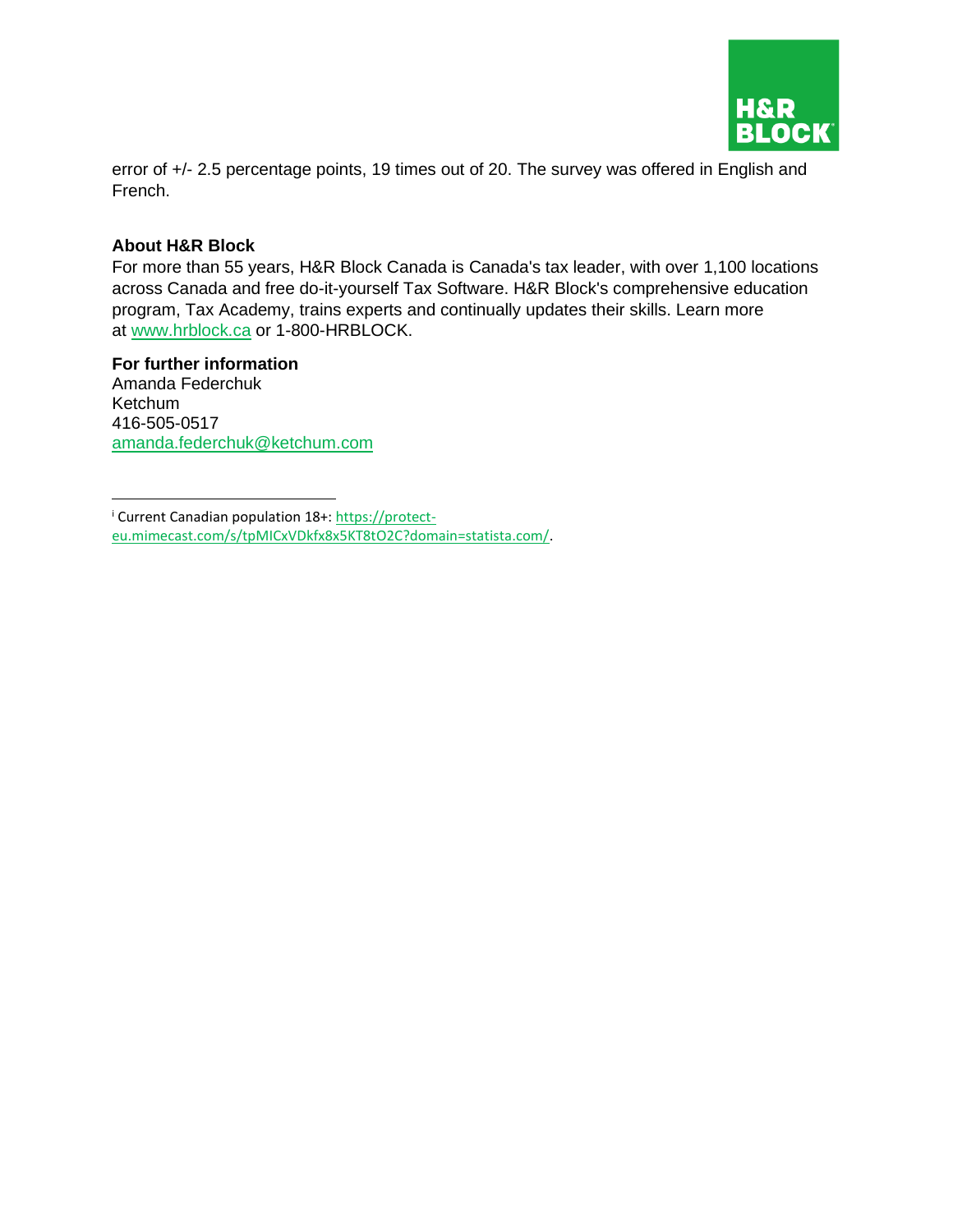error of +/- 2.5 percentage points, 19 times out of 20. The survey was offered in English and French.

**About H&R Block**

For more than 55 years, H&R Block Canada is Canada's tax leader, with over 1,100 locations across Canada and free do-it-yourself Tax Software. H&R Block's comprehensive education program, Tax Academy, trains experts and continually updates their skills. Learn more at www.hrblock.ca or 1-800-HRBLOCK.

**For further information**

Amanda Federchuk  
Ketchum  
416-505-0517  
amanda.federchuk@ketchum.com

---

[i] Current Canadian population 18+: https://protect-eu.mimecast.com/s/tpMICxVDkfx8x5KT8tO2C?domain=statista.com/.